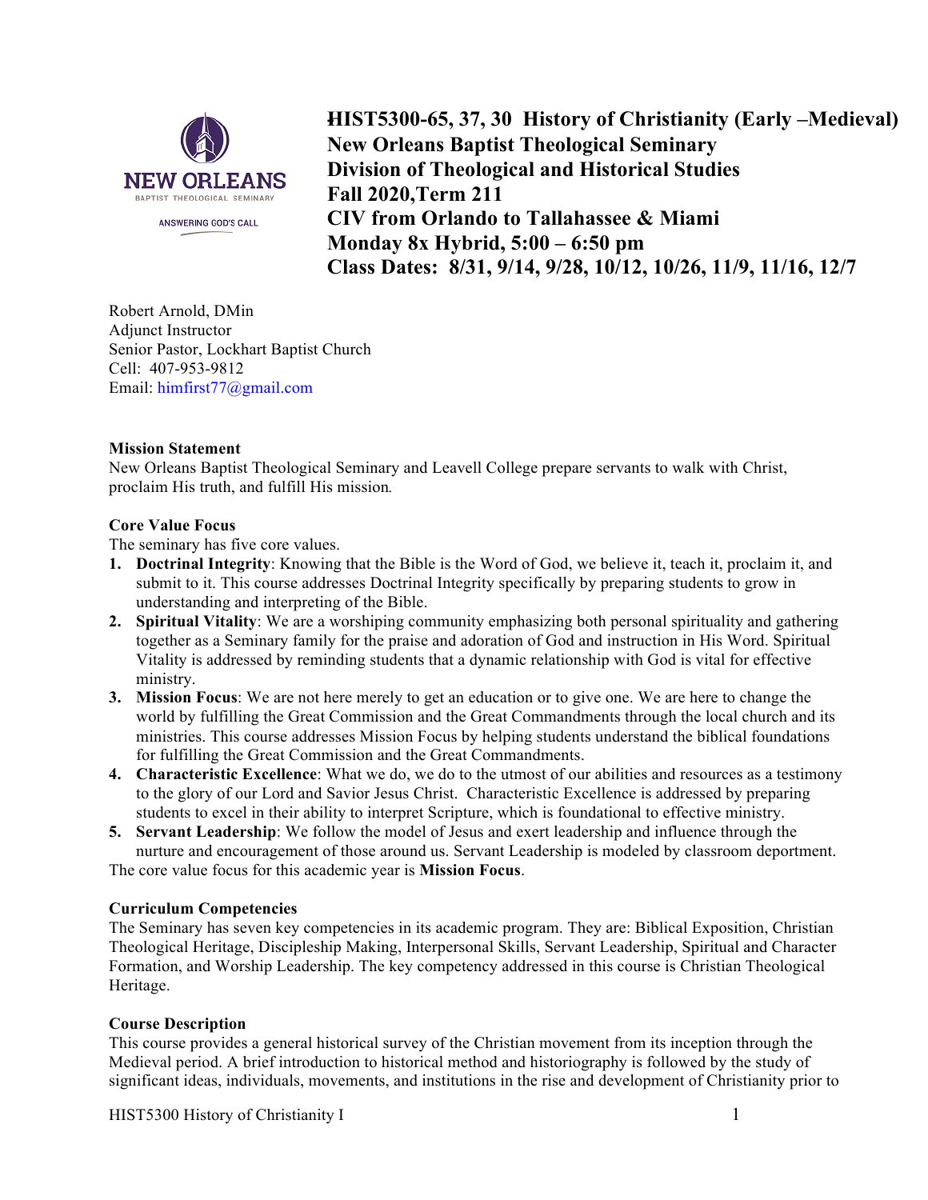# HIST5300-65, 37, 30 History of Christianity (Early –Medieval)
**New Orleans Baptist Theological Seminary**
**Division of Theological and Historical Studies**
**Fall 2020,Term 211**
**CIV from Orlando to Tallahassee & Miami**
**Monday 8x Hybrid, 5:00 – 6:50 pm**
**Class Dates: 8/31, 9/14, 9/28, 10/12, 10/26, 11/9, 11/16, 12/7**

Robert Arnold, DMin
Adjunct Instructor
Senior Pastor, Lockhart Baptist Church
Cell: 407-953-9812
Email: himfirst77@gmail.com

**Mission Statement**
New Orleans Baptist Theological Seminary and Leavell College prepare servants to walk with Christ, proclaim His truth, and fulfill His mission.

**Core Value Focus**
The seminary has five core values.

1. **Doctrinal Integrity**: Knowing that the Bible is the Word of God, we believe it, teach it, proclaim it, and submit to it. This course addresses Doctrinal Integrity specifically by preparing students to grow in understanding and interpreting of the Bible.
2. **Spiritual Vitality**: We are a worshiping community emphasizing both personal spirituality and gathering together as a Seminary family for the praise and adoration of God and instruction in His Word. Spiritual Vitality is addressed by reminding students that a dynamic relationship with God is vital for effective ministry.
3. **Mission Focus**: We are not here merely to get an education or to give one. We are here to change the world by fulfilling the Great Commission and the Great Commandments through the local church and its ministries. This course addresses Mission Focus by helping students understand the biblical foundations for fulfilling the Great Commission and the Great Commandments.
4. **Characteristic Excellence**: What we do, we do to the utmost of our abilities and resources as a testimony to the glory of our Lord and Savior Jesus Christ. Characteristic Excellence is addressed by preparing students to excel in their ability to interpret Scripture, which is foundational to effective ministry.
5. **Servant Leadership**: We follow the model of Jesus and exert leadership and influence through the nurture and encouragement of those around us. Servant Leadership is modeled by classroom deportment.

The core value focus for this academic year is **Mission Focus**.

**Curriculum Competencies**
The Seminary has seven key competencies in its academic program. They are: Biblical Exposition, Christian Theological Heritage, Discipleship Making, Interpersonal Skills, Servant Leadership, Spiritual and Character Formation, and Worship Leadership. The key competency addressed in this course is Christian Theological Heritage.

**Course Description**
This course provides a general historical survey of the Christian movement from its inception through the Medieval period. A brief introduction to historical method and historiography is followed by the study of significant ideas, individuals, movements, and institutions in the rise and development of Christianity prior to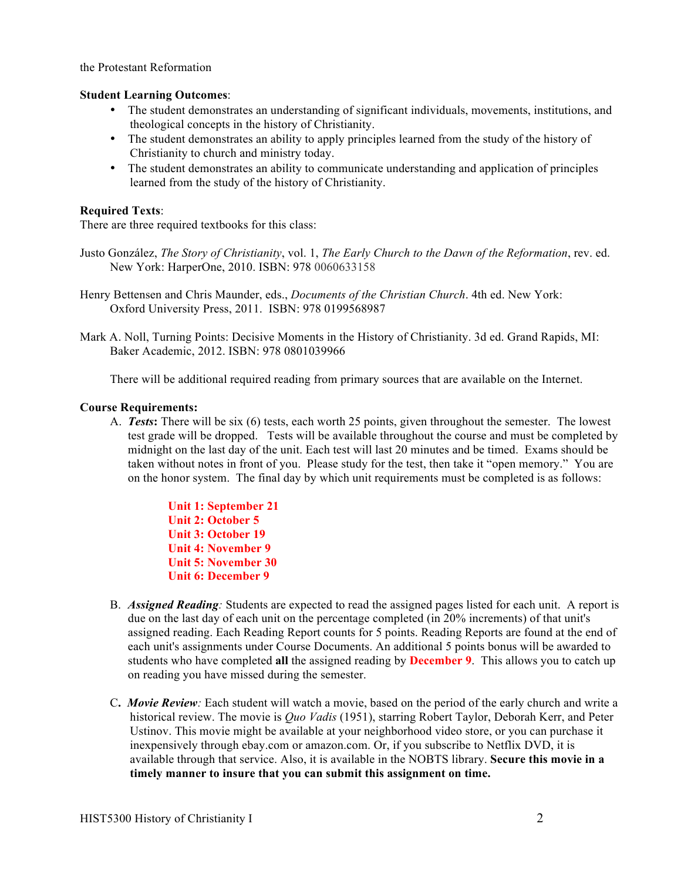the Protestant Reformation

**Student Learning Outcomes**:

- The student demonstrates an understanding of significant individuals, movements, institutions, and theological concepts in the history of Christianity.
- The student demonstrates an ability to apply principles learned from the study of the history of Christianity to church and ministry today.
- The student demonstrates an ability to communicate understanding and application of principles learned from the study of the history of Christianity.

**Required Texts**:
There are three required textbooks for this class:

Justo González, *The Story of Christianity*, vol. 1, *The Early Church to the Dawn of the Reformation*, rev. ed. New York: HarperOne, 2010. ISBN: 978 0060633158

Henry Bettensen and Chris Maunder, eds., *Documents of the Christian Church*. 4th ed. New York: Oxford University Press, 2011. ISBN: 978 0199568987

Mark A. Noll, Turning Points: Decisive Moments in the History of Christianity. 3d ed. Grand Rapids, MI: Baker Academic, 2012. ISBN: 978 0801039966

There will be additional required reading from primary sources that are available on the Internet.

**Course Requirements:**

A. ***Tests*:** There will be six (6) tests, each worth 25 points, given throughout the semester. The lowest test grade will be dropped. Tests will be available throughout the course and must be completed by midnight on the last day of the unit. Each test will last 20 minutes and be timed. Exams should be taken without notes in front of you. Please study for the test, then take it "open memory." You are on the honor system. The final day by which unit requirements must be completed is as follows:

**Unit 1: September 21**
**Unit 2: October 5**
**Unit 3: October 19**
**Unit 4: November 9**
**Unit 5: November 30**
**Unit 6: December 9**

B. ***Assigned Reading**:* Students are expected to read the assigned pages listed for each unit. A report is due on the last day of each unit on the percentage completed (in 20% increments) of that unit's assigned reading. Each Reading Report counts for 5 points. Reading Reports are found at the end of each unit's assignments under Course Documents. An additional 5 points bonus will be awarded to students who have completed **all** the assigned reading by **December 9**. This allows you to catch up on reading you have missed during the semester.

C**.** ***Movie Review**:* Each student will watch a movie, based on the period of the early church and write a historical review. The movie is *Quo Vadis* (1951), starring Robert Taylor, Deborah Kerr, and Peter Ustinov. This movie might be available at your neighborhood video store, or you can purchase it inexpensively through ebay.com or amazon.com. Or, if you subscribe to Netflix DVD, it is available through that service. Also, it is available in the NOBTS library. **Secure this movie in a timely manner to insure that you can submit this assignment on time.**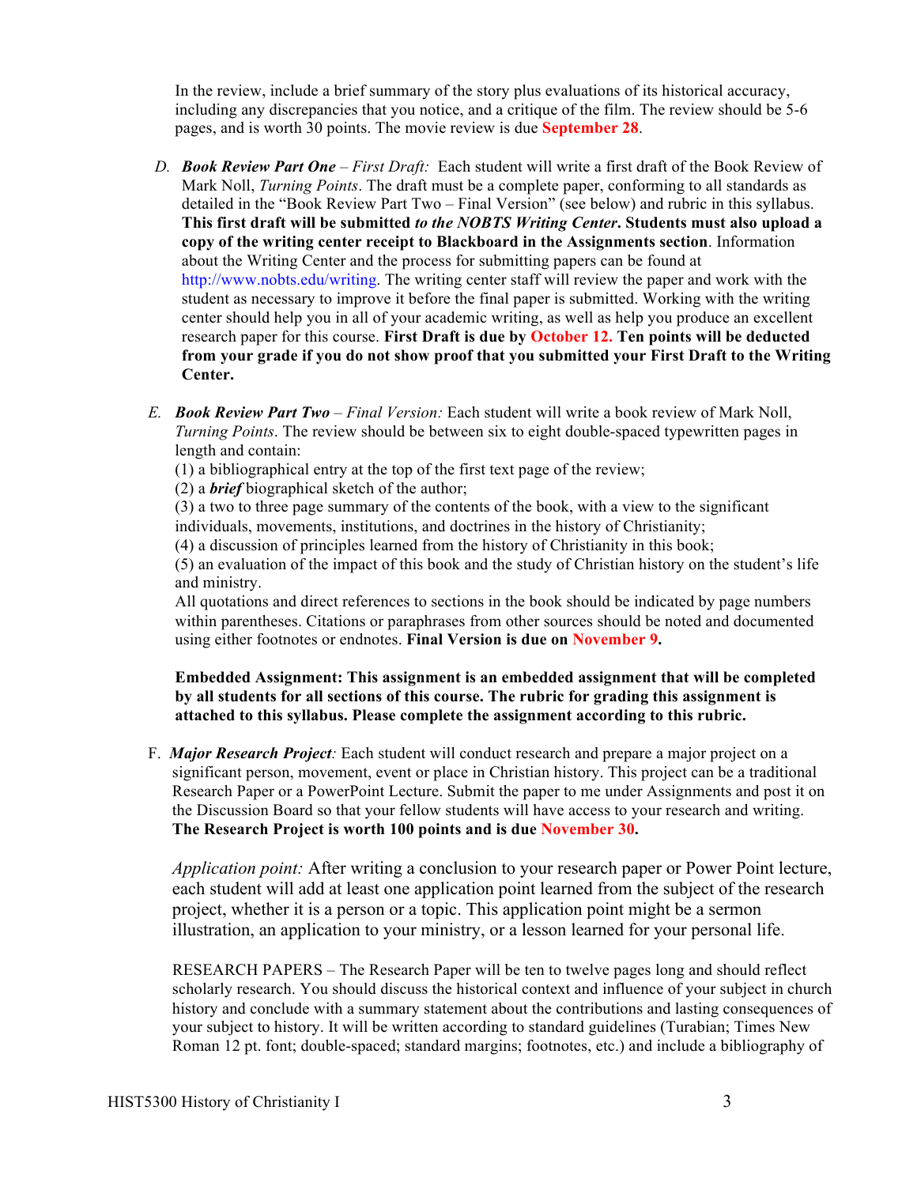In the review, include a brief summary of the story plus evaluations of its historical accuracy, including any discrepancies that you notice, and a critique of the film. The review should be 5-6 pages, and is worth 30 points. The movie review is due **September 28**.

D. ***Book Review Part One*** – *First Draft:* Each student will write a first draft of the Book Review of Mark Noll, *Turning Points*. The draft must be a complete paper, conforming to all standards as detailed in the "Book Review Part Two – Final Version" (see below) and rubric in this syllabus. **This first draft will be submitted *to the NOBTS Writing Center*. Students must also upload a copy of the writing center receipt to Blackboard in the Assignments section**. Information about the Writing Center and the process for submitting papers can be found at http://www.nobts.edu/writing. The writing center staff will review the paper and work with the student as necessary to improve it before the final paper is submitted. Working with the writing center should help you in all of your academic writing, as well as help you produce an excellent research paper for this course. **First Draft is due by October 12. Ten points will be deducted from your grade if you do not show proof that you submitted your First Draft to the Writing Center.**

E. ***Book Review Part Two*** – *Final Version:* Each student will write a book review of Mark Noll, *Turning Points*. The review should be between six to eight double-spaced typewritten pages in length and contain:
(1) a bibliographical entry at the top of the first text page of the review;
(2) a ***brief*** biographical sketch of the author;
(3) a two to three page summary of the contents of the book, with a view to the significant individuals, movements, institutions, and doctrines in the history of Christianity;
(4) a discussion of principles learned from the history of Christianity in this book;
(5) an evaluation of the impact of this book and the study of Christian history on the student's life and ministry.
All quotations and direct references to sections in the book should be indicated by page numbers within parentheses. Citations or paraphrases from other sources should be noted and documented using either footnotes or endnotes. **Final Version is due on November 9.**

**Embedded Assignment: This assignment is an embedded assignment that will be completed by all students for all sections of this course. The rubric for grading this assignment is attached to this syllabus. Please complete the assignment according to this rubric.**

F. ***Major Research Project**:* Each student will conduct research and prepare a major project on a significant person, movement, event or place in Christian history. This project can be a traditional Research Paper or a PowerPoint Lecture. Submit the paper to me under Assignments and post it on the Discussion Board so that your fellow students will have access to your research and writing. **The Research Project is worth 100 points and is due November 30.**

*Application point:* After writing a conclusion to your research paper or Power Point lecture, each student will add at least one application point learned from the subject of the research project, whether it is a person or a topic. This application point might be a sermon illustration, an application to your ministry, or a lesson learned for your personal life.

RESEARCH PAPERS – The Research Paper will be ten to twelve pages long and should reflect scholarly research. You should discuss the historical context and influence of your subject in church history and conclude with a summary statement about the contributions and lasting consequences of your subject to history. It will be written according to standard guidelines (Turabian; Times New Roman 12 pt. font; double-spaced; standard margins; footnotes, etc.) and include a bibliography of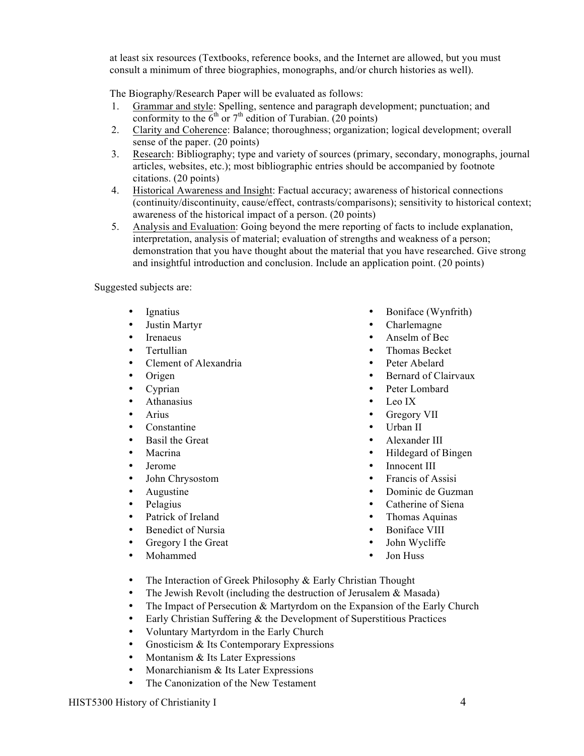at least six resources (Textbooks, reference books, and the Internet are allowed, but you must consult a minimum of three biographies, monographs, and/or church histories as well).

The Biography/Research Paper will be evaluated as follows:

1. Grammar and style: Spelling, sentence and paragraph development; punctuation; and conformity to the 6th or 7th edition of Turabian. (20 points)
2. Clarity and Coherence: Balance; thoroughness; organization; logical development; overall sense of the paper. (20 points)
3. Research: Bibliography; type and variety of sources (primary, secondary, monographs, journal articles, websites, etc.); most bibliographic entries should be accompanied by footnote citations. (20 points)
4. Historical Awareness and Insight: Factual accuracy; awareness of historical connections (continuity/discontinuity, cause/effect, contrasts/comparisons); sensitivity to historical context; awareness of the historical impact of a person. (20 points)
5. Analysis and Evaluation: Going beyond the mere reporting of facts to include explanation, interpretation, analysis of material; evaluation of strengths and weakness of a person; demonstration that you have thought about the material that you have researched. Give strong and insightful introduction and conclusion. Include an application point. (20 points)

Suggested subjects are:

- Ignatius
- Justin Martyr
- Irenaeus
- Tertullian
- Clement of Alexandria
- Origen
- Cyprian
- Athanasius
- Arius
- Constantine
- Basil the Great
- Macrina
- Jerome
- John Chrysostom
- Augustine
- Pelagius
- Patrick of Ireland
- Benedict of Nursia
- Gregory I the Great
- Mohammed
- Boniface (Wynfrith)
- Charlemagne
- Anselm of Bec
- Thomas Becket
- Peter Abelard
- Bernard of Clairvaux
- Peter Lombard
- Leo IX
- Gregory VII
- Urban II
- Alexander III
- Hildegard of Bingen
- Innocent III
- Francis of Assisi
- Dominic de Guzman
- Catherine of Siena
- Thomas Aquinas
- Boniface VIII
- John Wycliffe
- Jon Huss

- The Interaction of Greek Philosophy & Early Christian Thought
- The Jewish Revolt (including the destruction of Jerusalem & Masada)
- The Impact of Persecution & Martyrdom on the Expansion of the Early Church
- Early Christian Suffering & the Development of Superstitious Practices
- Voluntary Martyrdom in the Early Church
- Gnosticism & Its Contemporary Expressions
- Montanism & Its Later Expressions
- Monarchianism & Its Later Expressions
- The Canonization of the New Testament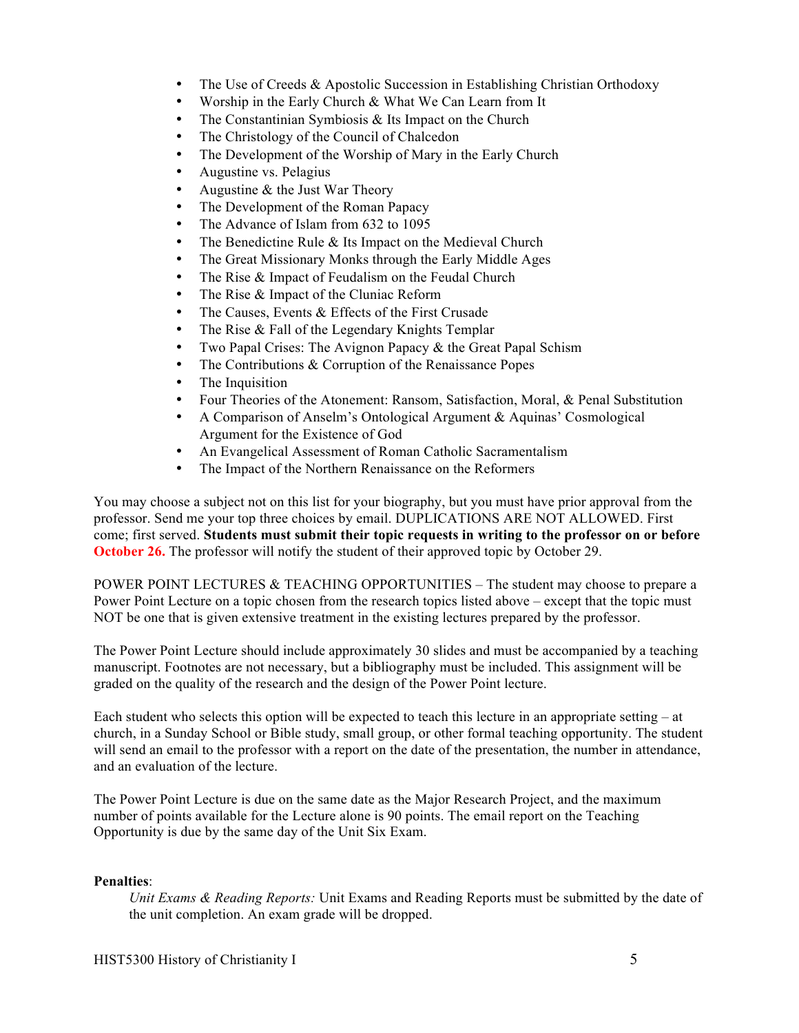- The Use of Creeds & Apostolic Succession in Establishing Christian Orthodoxy
- Worship in the Early Church & What We Can Learn from It
- The Constantinian Symbiosis & Its Impact on the Church
- The Christology of the Council of Chalcedon
- The Development of the Worship of Mary in the Early Church
- Augustine vs. Pelagius
- Augustine & the Just War Theory
- The Development of the Roman Papacy
- The Advance of Islam from 632 to 1095
- The Benedictine Rule & Its Impact on the Medieval Church
- The Great Missionary Monks through the Early Middle Ages
- The Rise & Impact of Feudalism on the Feudal Church
- The Rise & Impact of the Cluniac Reform
- The Causes, Events & Effects of the First Crusade
- The Rise & Fall of the Legendary Knights Templar
- Two Papal Crises: The Avignon Papacy & the Great Papal Schism
- The Contributions & Corruption of the Renaissance Popes
- The Inquisition
- Four Theories of the Atonement: Ransom, Satisfaction, Moral, & Penal Substitution
- A Comparison of Anselm's Ontological Argument & Aquinas' Cosmological Argument for the Existence of God
- An Evangelical Assessment of Roman Catholic Sacramentalism
- The Impact of the Northern Renaissance on the Reformers

You may choose a subject not on this list for your biography, but you must have prior approval from the professor. Send me your top three choices by email. DUPLICATIONS ARE NOT ALLOWED. First come; first served. **Students must submit their topic requests in writing to the professor on or before October 26.** The professor will notify the student of their approved topic by October 29.

POWER POINT LECTURES & TEACHING OPPORTUNITIES – The student may choose to prepare a Power Point Lecture on a topic chosen from the research topics listed above – except that the topic must NOT be one that is given extensive treatment in the existing lectures prepared by the professor.

The Power Point Lecture should include approximately 30 slides and must be accompanied by a teaching manuscript. Footnotes are not necessary, but a bibliography must be included. This assignment will be graded on the quality of the research and the design of the Power Point lecture.

Each student who selects this option will be expected to teach this lecture in an appropriate setting – at church, in a Sunday School or Bible study, small group, or other formal teaching opportunity. The student will send an email to the professor with a report on the date of the presentation, the number in attendance, and an evaluation of the lecture.

The Power Point Lecture is due on the same date as the Major Research Project, and the maximum number of points available for the Lecture alone is 90 points. The email report on the Teaching Opportunity is due by the same day of the Unit Six Exam.

**Penalties**:

*Unit Exams & Reading Reports:* Unit Exams and Reading Reports must be submitted by the date of the unit completion. An exam grade will be dropped.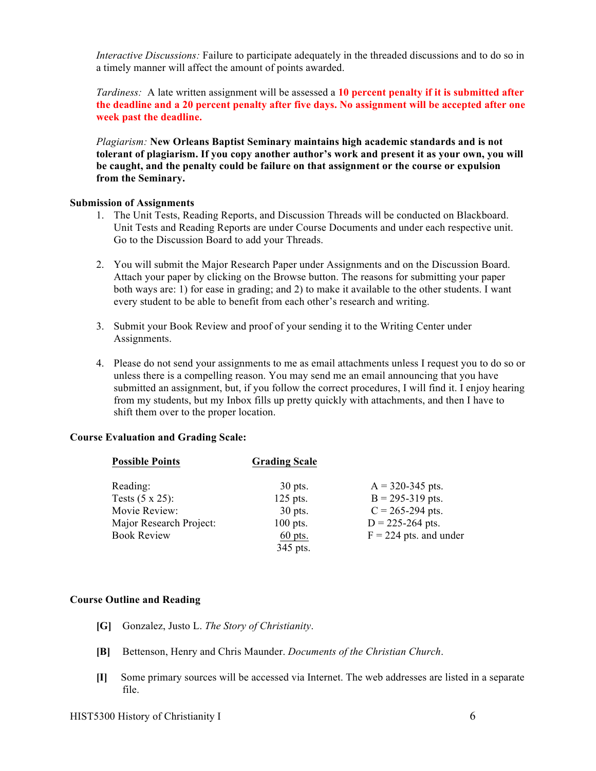*Interactive Discussions:* Failure to participate adequately in the threaded discussions and to do so in a timely manner will affect the amount of points awarded.

*Tardiness:* A late written assignment will be assessed a **10 percent penalty if it is submitted after the deadline and a 20 percent penalty after five days. No assignment will be accepted after one week past the deadline.**

*Plagiarism:* **New Orleans Baptist Seminary maintains high academic standards and is not tolerant of plagiarism. If you copy another author's work and present it as your own, you will be caught, and the penalty could be failure on that assignment or the course or expulsion from the Seminary.**

**Submission of Assignments**

1. The Unit Tests, Reading Reports, and Discussion Threads will be conducted on Blackboard. Unit Tests and Reading Reports are under Course Documents and under each respective unit. Go to the Discussion Board to add your Threads.

2. You will submit the Major Research Paper under Assignments and on the Discussion Board. Attach your paper by clicking on the Browse button. The reasons for submitting your paper both ways are: 1) for ease in grading; and 2) to make it available to the other students. I want every student to be able to benefit from each other's research and writing.

3. Submit your Book Review and proof of your sending it to the Writing Center under Assignments.

4. Please do not send your assignments to me as email attachments unless I request you to do so or unless there is a compelling reason. You may send me an email announcing that you have submitted an assignment, but, if you follow the correct procedures, I will find it. I enjoy hearing from my students, but my Inbox fills up pretty quickly with attachments, and then I have to shift them over to the proper location.

**Course Evaluation and Grading Scale:**

| Possible Points | | Grading Scale |
|---|---|---|
| Reading: | 30 pts. | A = 320-345 pts. |
| Tests (5 x 25): | 125 pts. | B = 295-319 pts. |
| Movie Review: | 30 pts. | C = 265-294 pts. |
| Major Research Project: | 100 pts. | D = 225-264 pts. |
| Book Review | 60 pts. | F = 224 pts. and under |
| | 345 pts. | |

**Course Outline and Reading**

**[G]** Gonzalez, Justo L. *The Story of Christianity*.

**[B]** Bettenson, Henry and Chris Maunder. *Documents of the Christian Church*.

**[I]** Some primary sources will be accessed via Internet. The web addresses are listed in a separate file.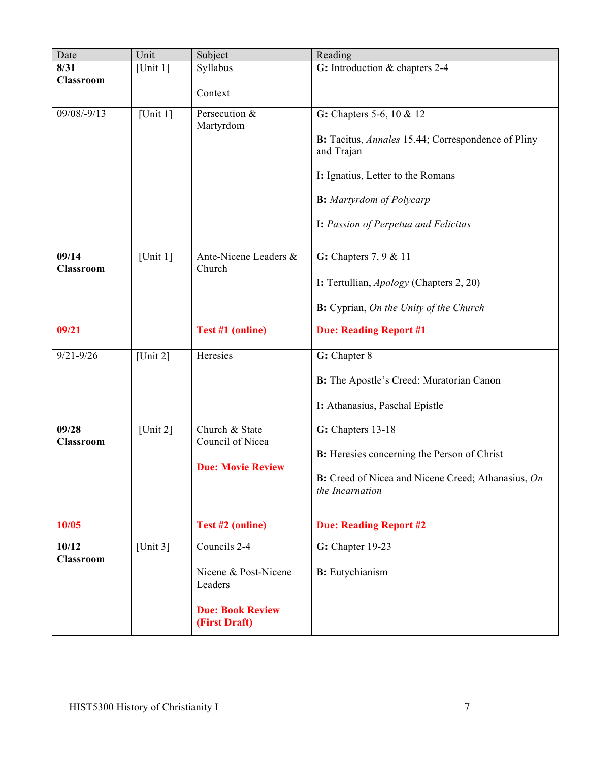| Date | Unit | Subject | Reading |
| --- | --- | --- | --- |
| **8/31** **Classroom** | [Unit 1] | Syllabus<br><br>Context | **G:** Introduction & chapters 2-4 |
| 09/08/-9/13 | [Unit 1] | Persecution & Martyrdom | **G:** Chapters 5-6, 10 & 12<br><br>**B:** Tacitus, *Annales* 15.44; Correspondence of Pliny and Trajan<br><br>**I:** Ignatius, Letter to the Romans<br><br>**B:** *Martyrdom of Polycarp*<br><br>**I:** *Passion of Perpetua and Felicitas* |
| **09/14** **Classroom** | [Unit 1] | Ante-Nicene Leaders & Church | **G:** Chapters 7, 9 & 11<br><br>**I:** Tertullian, *Apology* (Chapters 2, 20)<br><br>**B:** Cyprian, *On the Unity of the Church* |
| **09/21** | | **Test #1 (online)** | **Due: Reading Report #1** |
| 9/21-9/26 | [Unit 2] | Heresies | **G:** Chapter 8<br><br>**B:** The Apostle's Creed; Muratorian Canon<br><br>**I:** Athanasius, Paschal Epistle |
| **09/28** **Classroom** | [Unit 2] | Church & State<br>Council of Nicea<br><br>**Due: Movie Review** | **G:** Chapters 13-18<br><br>**B:** Heresies concerning the Person of Christ<br><br>**B:** Creed of Nicea and Nicene Creed; Athanasius, *On the Incarnation* |
| **10/05** | | **Test #2 (online)** | **Due: Reading Report #2** |
| **10/12** **Classroom** | [Unit 3] | Councils 2-4<br><br>Nicene & Post-Nicene Leaders<br><br>**Due: Book Review (First Draft)** | **G:** Chapter 19-23<br><br>**B:** Eutychianism |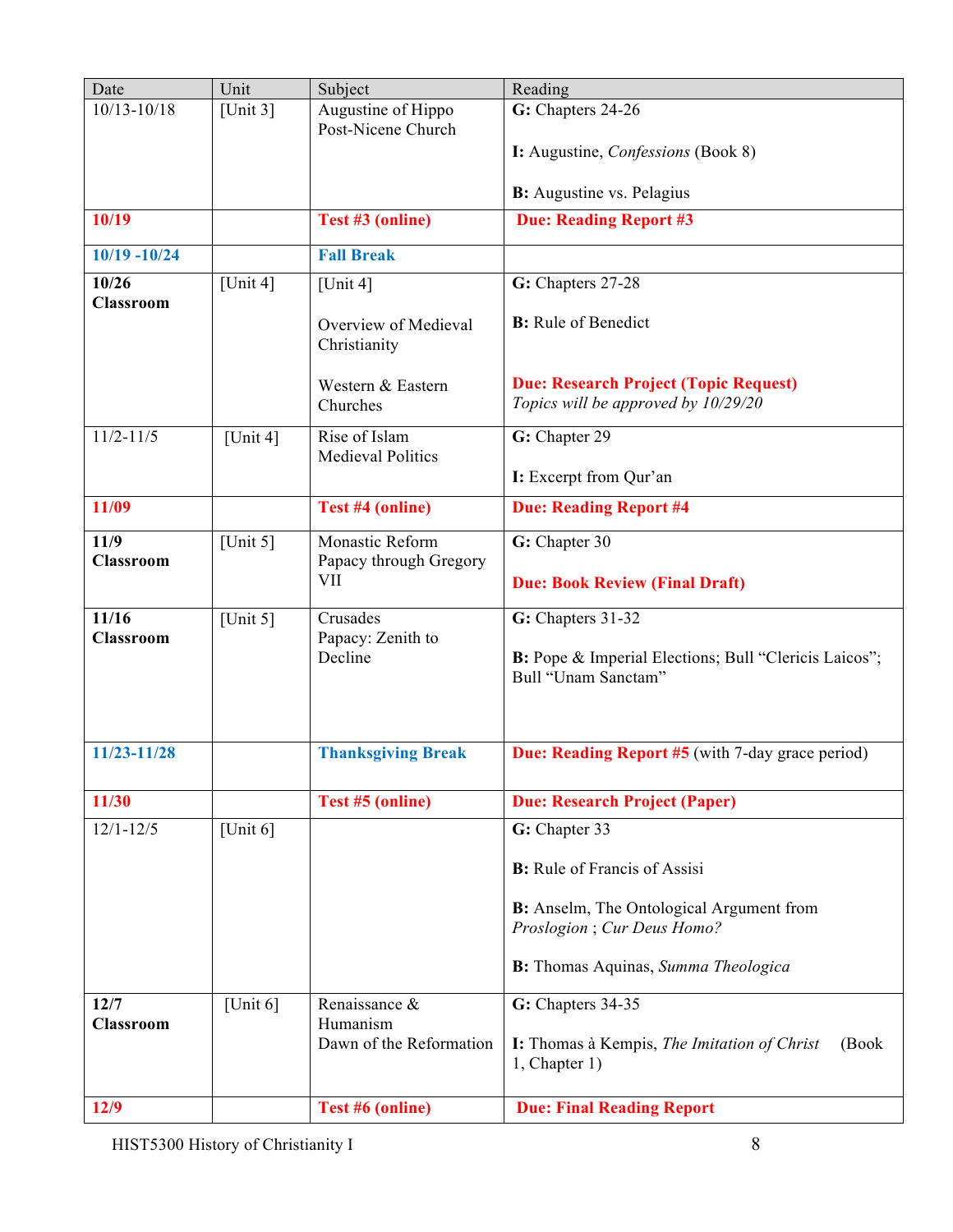| Date | Unit | Subject | Reading |
|---|---|---|---|
| 10/13-10/18 | [Unit 3] | Augustine of Hippo<br>Post-Nicene Church | **G:** Chapters 24-26<br><br>**I:** Augustine, *Confessions* (Book 8)<br><br>**B:** Augustine vs. Pelagius |
| **10/19** | | **Test #3 (online)** | **Due: Reading Report #3** |
| **10/19 -10/24** | | **Fall Break** | |
| **10/26 Classroom** | [Unit 4] | [Unit 4]<br><br>Overview of Medieval Christianity<br><br>Western & Eastern Churches | **G:** Chapters 27-28<br><br>**B:** Rule of Benedict<br><br>**Due: Research Project (Topic Request)**<br>*Topics will be approved by 10/29/20* |
| 11/2-11/5 | [Unit 4] | Rise of Islam<br>Medieval Politics | **G:** Chapter 29<br><br>**I:** Excerpt from Qur'an |
| **11/09** | | **Test #4 (online)** | **Due: Reading Report #4** |
| **11/9 Classroom** | [Unit 5] | Monastic Reform<br>Papacy through Gregory VII | **G:** Chapter 30<br><br>**Due: Book Review (Final Draft)** |
| **11/16 Classroom** | [Unit 5] | Crusades<br>Papacy: Zenith to Decline | **G:** Chapters 31-32<br><br>**B:** Pope & Imperial Elections; Bull "Clericis Laicos"; Bull "Unam Sanctam" |
| **11/23-11/28** | | **Thanksgiving Break** | **Due: Reading Report #5** (with 7-day grace period) |
| **11/30** | | **Test #5 (online)** | **Due: Research Project (Paper)** |
| 12/1-12/5 | [Unit 6] | | **G:** Chapter 33<br><br>**B:** Rule of Francis of Assisi<br><br>**B:** Anselm, The Ontological Argument from *Proslogion* ; *Cur Deus Homo?*<br><br>**B:** Thomas Aquinas, *Summa Theologica* |
| **12/7 Classroom** | [Unit 6] | Renaissance & Humanism<br>Dawn of the Reformation | **G:** Chapters 34-35<br><br>**I:** Thomas à Kempis, *The Imitation of Christ* (Book 1, Chapter 1) |
| **12/9** | | **Test #6 (online)** | **Due: Final Reading Report** |

HIST5300 History of Christianity I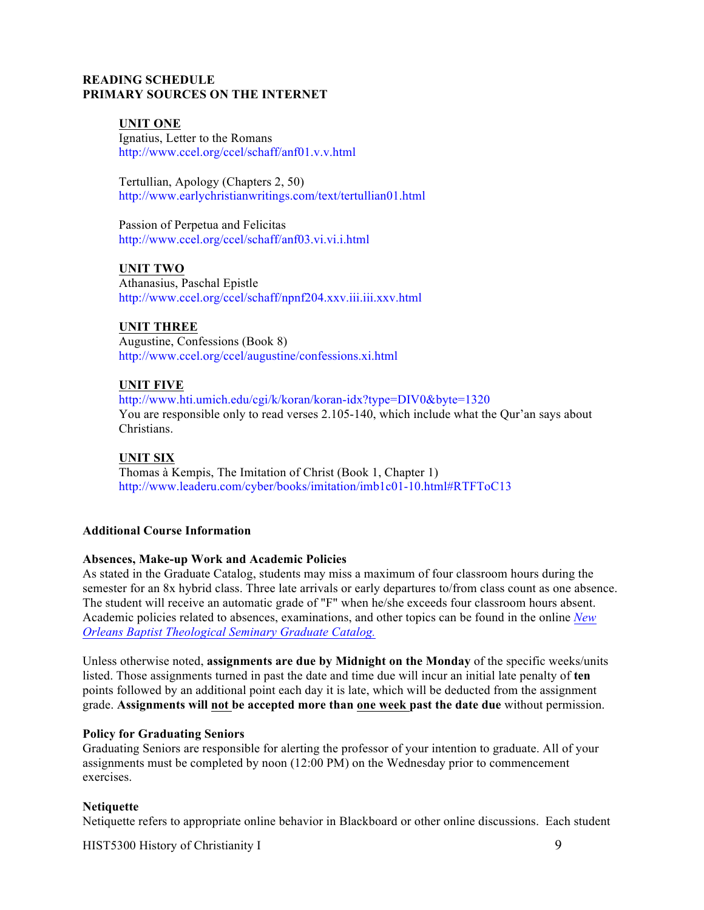**READING SCHEDULE**
**PRIMARY SOURCES ON THE INTERNET**

**UNIT ONE**
Ignatius, Letter to the Romans
http://www.ccel.org/ccel/schaff/anf01.v.v.html

Tertullian, Apology (Chapters 2, 50)
http://www.earlychristianwritings.com/text/tertullian01.html

Passion of Perpetua and Felicitas
http://www.ccel.org/ccel/schaff/anf03.vi.vi.i.html

**UNIT TWO**
Athanasius, Paschal Epistle
http://www.ccel.org/ccel/schaff/npnf204.xxv.iii.iii.xxv.html

**UNIT THREE**
Augustine, Confessions (Book 8)
http://www.ccel.org/ccel/augustine/confessions.xi.html

**UNIT FIVE**
http://www.hti.umich.edu/cgi/k/koran/koran-idx?type=DIV0&byte=1320
You are responsible only to read verses 2.105-140, which include what the Qur'an says about Christians.

**UNIT SIX**
Thomas à Kempis, The Imitation of Christ (Book 1, Chapter 1)
http://www.leaderu.com/cyber/books/imitation/imb1c01-10.html#RTFToC13

**Additional Course Information**

**Absences, Make-up Work and Academic Policies**
As stated in the Graduate Catalog, students may miss a maximum of four classroom hours during the semester for an 8x hybrid class. Three late arrivals or early departures to/from class count as one absence. The student will receive an automatic grade of "F" when he/she exceeds four classroom hours absent. Academic policies related to absences, examinations, and other topics can be found in the online *New Orleans Baptist Theological Seminary Graduate Catalog.*

Unless otherwise noted, **assignments are due by Midnight on the Monday** of the specific weeks/units listed. Those assignments turned in past the date and time due will incur an initial late penalty of **ten** points followed by an additional point each day it is late, which will be deducted from the assignment grade. **Assignments will not be accepted more than one week past the date due** without permission.

**Policy for Graduating Seniors**
Graduating Seniors are responsible for alerting the professor of your intention to graduate. All of your assignments must be completed by noon (12:00 PM) on the Wednesday prior to commencement exercises.

**Netiquette**
Netiquette refers to appropriate online behavior in Blackboard or other online discussions. Each student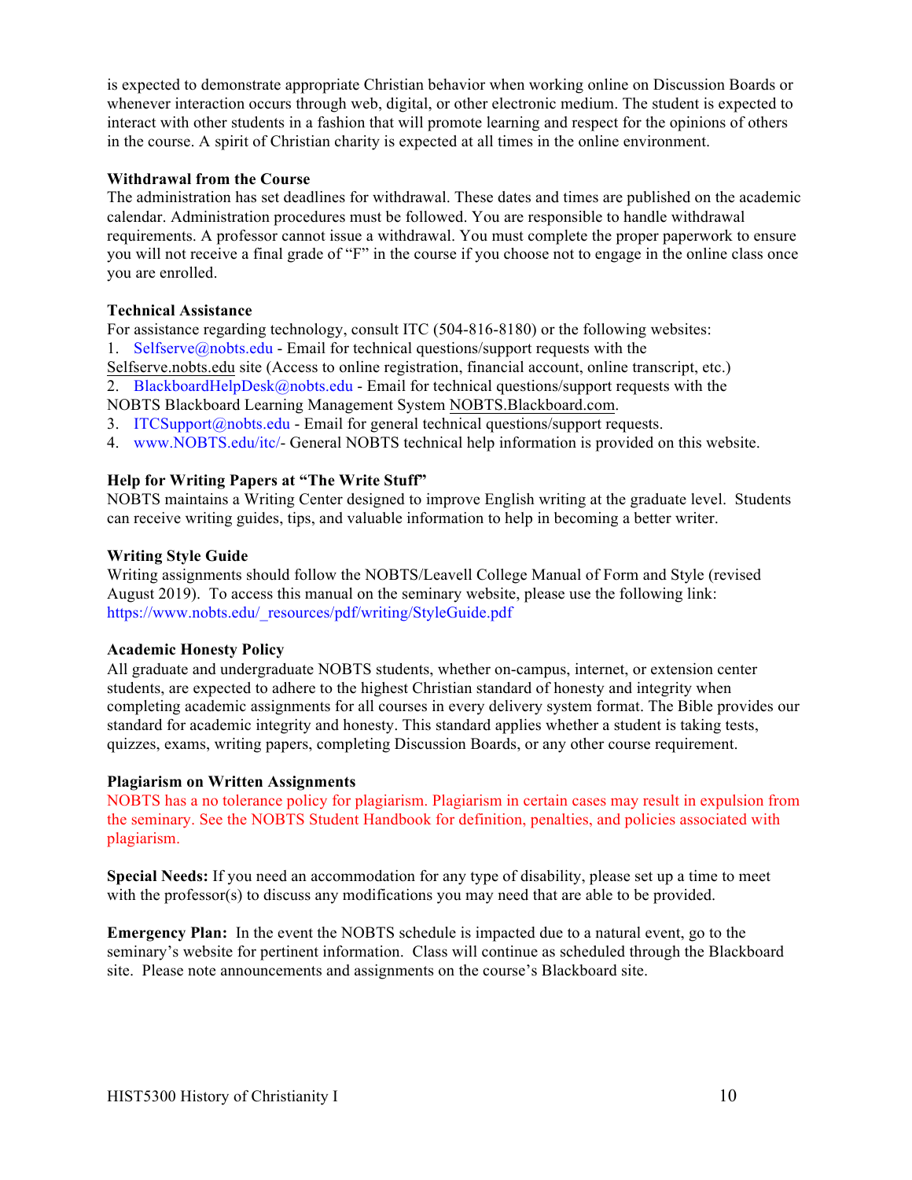is expected to demonstrate appropriate Christian behavior when working online on Discussion Boards or whenever interaction occurs through web, digital, or other electronic medium. The student is expected to interact with other students in a fashion that will promote learning and respect for the opinions of others in the course. A spirit of Christian charity is expected at all times in the online environment.

**Withdrawal from the Course**
The administration has set deadlines for withdrawal. These dates and times are published on the academic calendar. Administration procedures must be followed. You are responsible to handle withdrawal requirements. A professor cannot issue a withdrawal. You must complete the proper paperwork to ensure you will not receive a final grade of "F" in the course if you choose not to engage in the online class once you are enrolled.

**Technical Assistance**
For assistance regarding technology, consult ITC (504-816-8180) or the following websites:
1. Selfserve@nobts.edu - Email for technical questions/support requests with the Selfserve.nobts.edu site (Access to online registration, financial account, online transcript, etc.)
2. BlackboardHelpDesk@nobts.edu - Email for technical questions/support requests with the NOBTS Blackboard Learning Management System NOBTS.Blackboard.com.
3. ITCSupport@nobts.edu - Email for general technical questions/support requests.
4. www.NOBTS.edu/itc/- General NOBTS technical help information is provided on this website.

**Help for Writing Papers at "The Write Stuff"**
NOBTS maintains a Writing Center designed to improve English writing at the graduate level. Students can receive writing guides, tips, and valuable information to help in becoming a better writer.

**Writing Style Guide**
Writing assignments should follow the NOBTS/Leavell College Manual of Form and Style (revised August 2019). To access this manual on the seminary website, please use the following link: https://www.nobts.edu/_resources/pdf/writing/StyleGuide.pdf

**Academic Honesty Policy**
All graduate and undergraduate NOBTS students, whether on-campus, internet, or extension center students, are expected to adhere to the highest Christian standard of honesty and integrity when completing academic assignments for all courses in every delivery system format. The Bible provides our standard for academic integrity and honesty. This standard applies whether a student is taking tests, quizzes, exams, writing papers, completing Discussion Boards, or any other course requirement.

**Plagiarism on Written Assignments**
NOBTS has a no tolerance policy for plagiarism. Plagiarism in certain cases may result in expulsion from the seminary. See the NOBTS Student Handbook for definition, penalties, and policies associated with plagiarism.

**Special Needs:** If you need an accommodation for any type of disability, please set up a time to meet with the professor(s) to discuss any modifications you may need that are able to be provided.

**Emergency Plan:** In the event the NOBTS schedule is impacted due to a natural event, go to the seminary's website for pertinent information. Class will continue as scheduled through the Blackboard site. Please note announcements and assignments on the course's Blackboard site.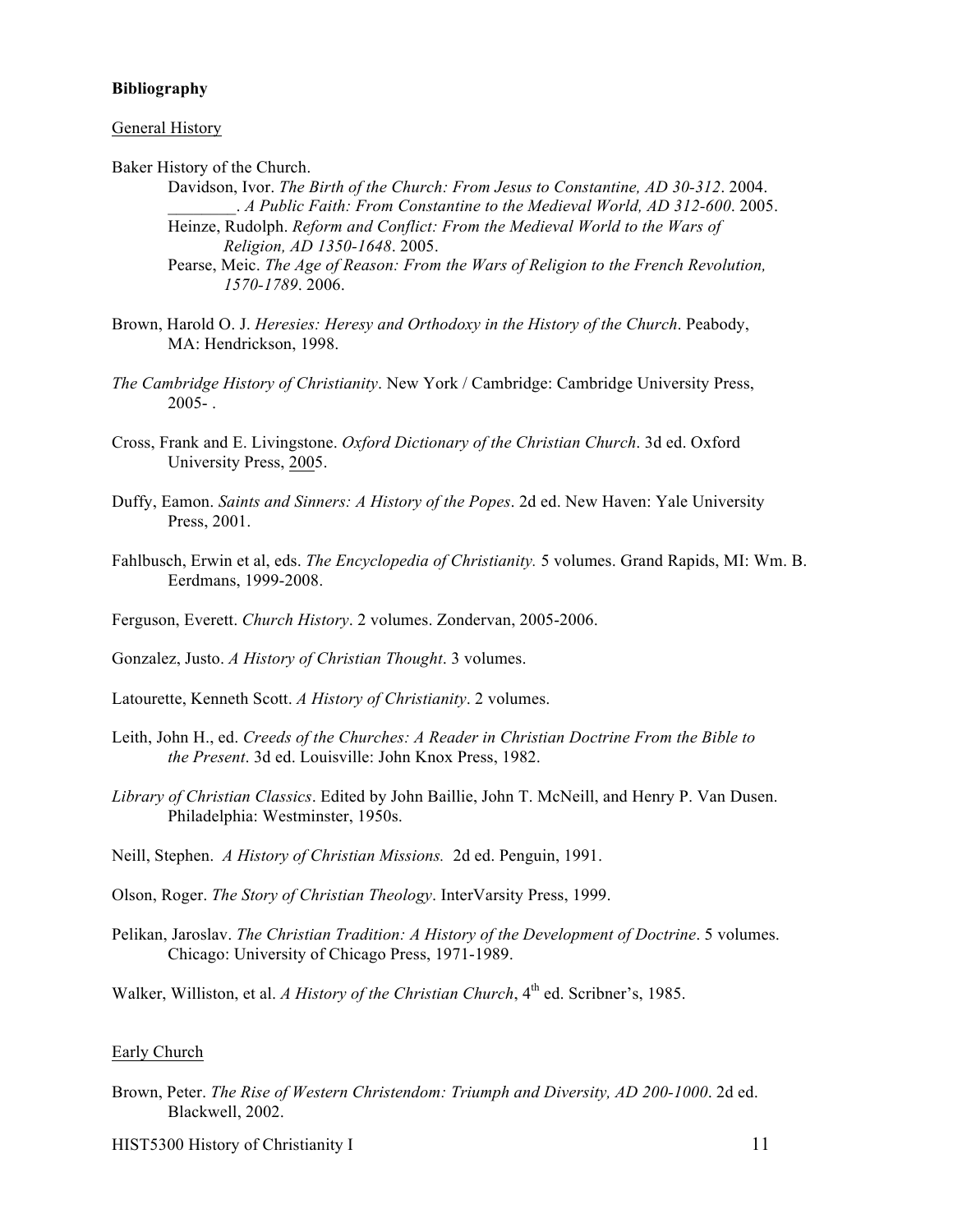**Bibliography**

General History

Baker History of the Church.

Davidson, Ivor. *The Birth of the Church: From Jesus to Constantine, AD 30-312*. 2004.

________. *A Public Faith: From Constantine to the Medieval World, AD 312-600*. 2005.

Heinze, Rudolph. *Reform and Conflict: From the Medieval World to the Wars of Religion, AD 1350-1648*. 2005.

Pearse, Meic. *The Age of Reason: From the Wars of Religion to the French Revolution, 1570-1789*. 2006.

Brown, Harold O. J. *Heresies: Heresy and Orthodoxy in the History of the Church*. Peabody, MA: Hendrickson, 1998.

*The Cambridge History of Christianity*. New York / Cambridge: Cambridge University Press, 2005- .

Cross, Frank and E. Livingstone. *Oxford Dictionary of the Christian Church*. 3d ed. Oxford University Press, 2005.

Duffy, Eamon. *Saints and Sinners: A History of the Popes*. 2d ed. New Haven: Yale University Press, 2001.

Fahlbusch, Erwin et al, eds. *The Encyclopedia of Christianity.* 5 volumes. Grand Rapids, MI: Wm. B. Eerdmans, 1999-2008.

Ferguson, Everett. *Church History*. 2 volumes. Zondervan, 2005-2006.

Gonzalez, Justo. *A History of Christian Thought*. 3 volumes.

Latourette, Kenneth Scott. *A History of Christianity*. 2 volumes.

Leith, John H., ed. *Creeds of the Churches: A Reader in Christian Doctrine From the Bible to the Present*. 3d ed. Louisville: John Knox Press, 1982.

*Library of Christian Classics*. Edited by John Baillie, John T. McNeill, and Henry P. Van Dusen. Philadelphia: Westminster, 1950s.

Neill, Stephen. *A History of Christian Missions.* 2d ed. Penguin, 1991.

Olson, Roger. *The Story of Christian Theology*. InterVarsity Press, 1999.

Pelikan, Jaroslav. *The Christian Tradition: A History of the Development of Doctrine*. 5 volumes. Chicago: University of Chicago Press, 1971-1989.

Walker, Williston, et al. *A History of the Christian Church*, 4th ed. Scribner's, 1985.

Early Church

Brown, Peter. *The Rise of Western Christendom: Triumph and Diversity, AD 200-1000*. 2d ed. Blackwell, 2002.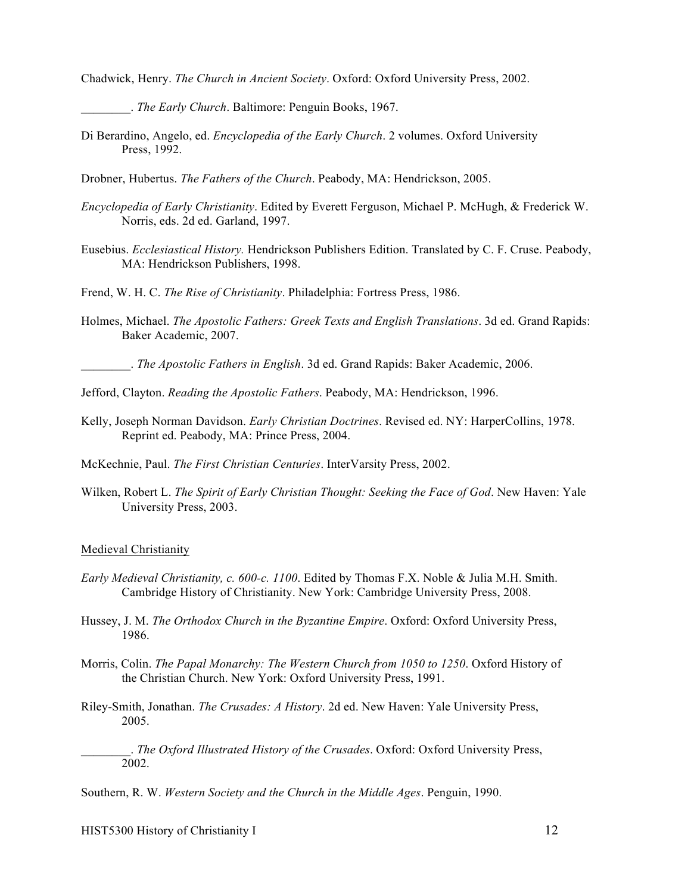Chadwick, Henry. *The Church in Ancient Society*. Oxford: Oxford University Press, 2002.

________. *The Early Church*. Baltimore: Penguin Books, 1967.

Di Berardino, Angelo, ed. *Encyclopedia of the Early Church*. 2 volumes. Oxford University Press, 1992.

Drobner, Hubertus. *The Fathers of the Church*. Peabody, MA: Hendrickson, 2005.

*Encyclopedia of Early Christianity*. Edited by Everett Ferguson, Michael P. McHugh, & Frederick W. Norris, eds. 2d ed. Garland, 1997.

Eusebius. *Ecclesiastical History.* Hendrickson Publishers Edition. Translated by C. F. Cruse. Peabody, MA: Hendrickson Publishers, 1998.

Frend, W. H. C. *The Rise of Christianity*. Philadelphia: Fortress Press, 1986.

Holmes, Michael. *The Apostolic Fathers: Greek Texts and English Translations*. 3d ed. Grand Rapids: Baker Academic, 2007.

________. *The Apostolic Fathers in English*. 3d ed. Grand Rapids: Baker Academic, 2006.

Jefford, Clayton. *Reading the Apostolic Fathers*. Peabody, MA: Hendrickson, 1996.

Kelly, Joseph Norman Davidson. *Early Christian Doctrines*. Revised ed. NY: HarperCollins, 1978. Reprint ed. Peabody, MA: Prince Press, 2004.

McKechnie, Paul. *The First Christian Centuries*. InterVarsity Press, 2002.

Wilken, Robert L. *The Spirit of Early Christian Thought: Seeking the Face of God*. New Haven: Yale University Press, 2003.

<u>Medieval Christianity</u>

*Early Medieval Christianity, c. 600-c. 1100*. Edited by Thomas F.X. Noble & Julia M.H. Smith. Cambridge History of Christianity. New York: Cambridge University Press, 2008.

Hussey, J. M. *The Orthodox Church in the Byzantine Empire*. Oxford: Oxford University Press, 1986.

Morris, Colin. *The Papal Monarchy: The Western Church from 1050 to 1250*. Oxford History of the Christian Church. New York: Oxford University Press, 1991.

Riley-Smith, Jonathan. *The Crusades: A History*. 2d ed. New Haven: Yale University Press, 2005.

________. *The Oxford Illustrated History of the Crusades*. Oxford: Oxford University Press, 2002.

Southern, R. W. *Western Society and the Church in the Middle Ages*. Penguin, 1990.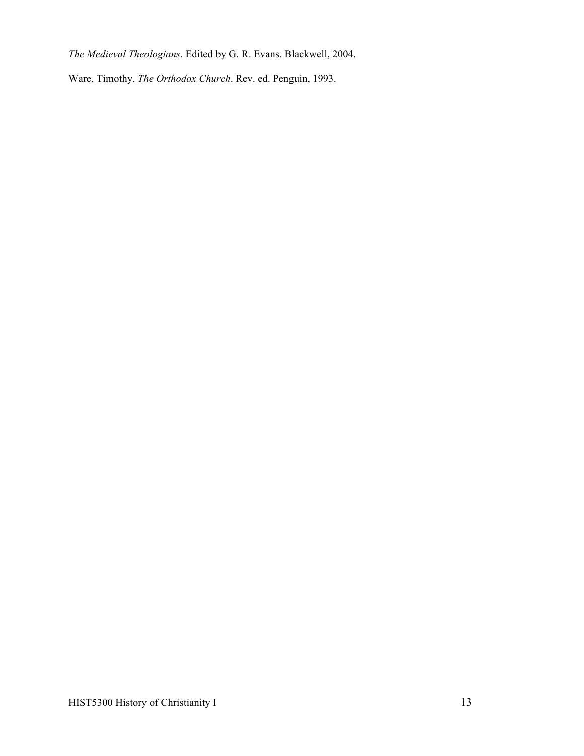*The Medieval Theologians*. Edited by G. R. Evans. Blackwell, 2004.

Ware, Timothy. *The Orthodox Church*. Rev. ed. Penguin, 1993.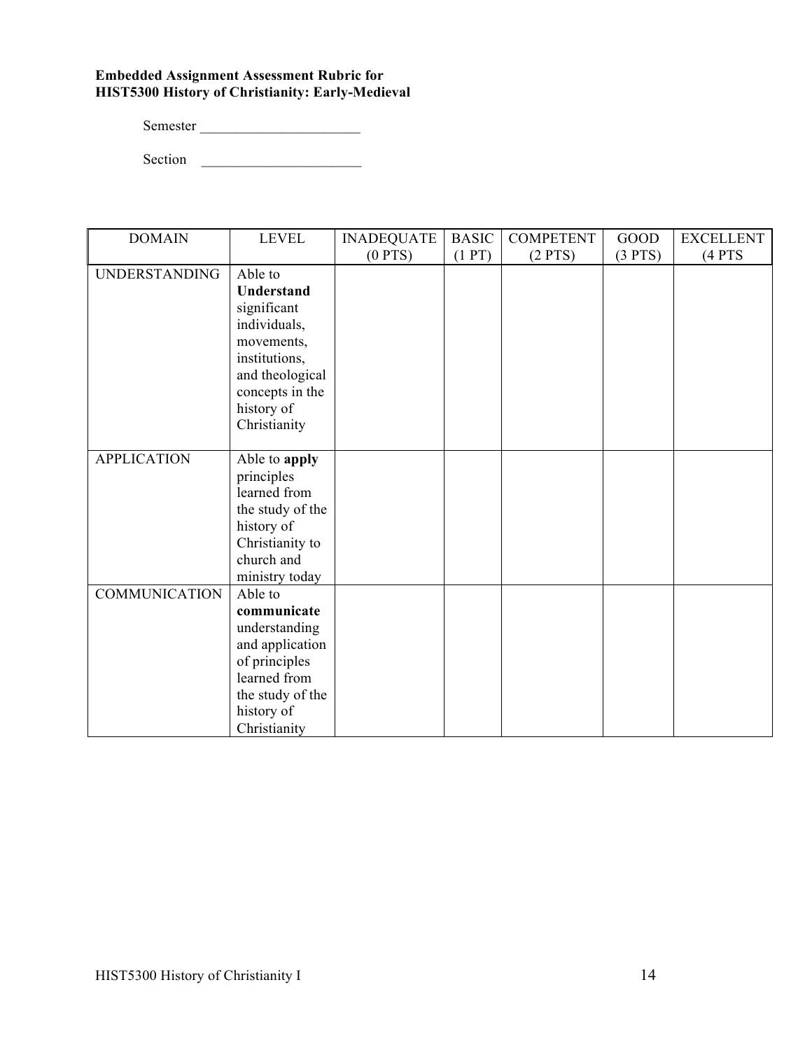**Embedded Assignment Assessment Rubric for**
**HIST5300 History of Christianity: Early-Medieval**

Semester ______________________

Section ______________________

| DOMAIN | LEVEL | INADEQUATE (0 PTS) | BASIC (1 PT) | COMPETENT (2 PTS) | GOOD (3 PTS) | EXCELLENT (4 PTS |
|---|---|---|---|---|---|---|
| UNDERSTANDING | Able to **Understand** significant individuals, movements, institutions, and theological concepts in the history of Christianity | | | | | |
| APPLICATION | Able to **apply** principles learned from the study of the history of Christianity to church and ministry today | | | | | |
| COMMUNICATION | Able to **communicate** understanding and application of principles learned from the study of the history of Christianity | | | | | |